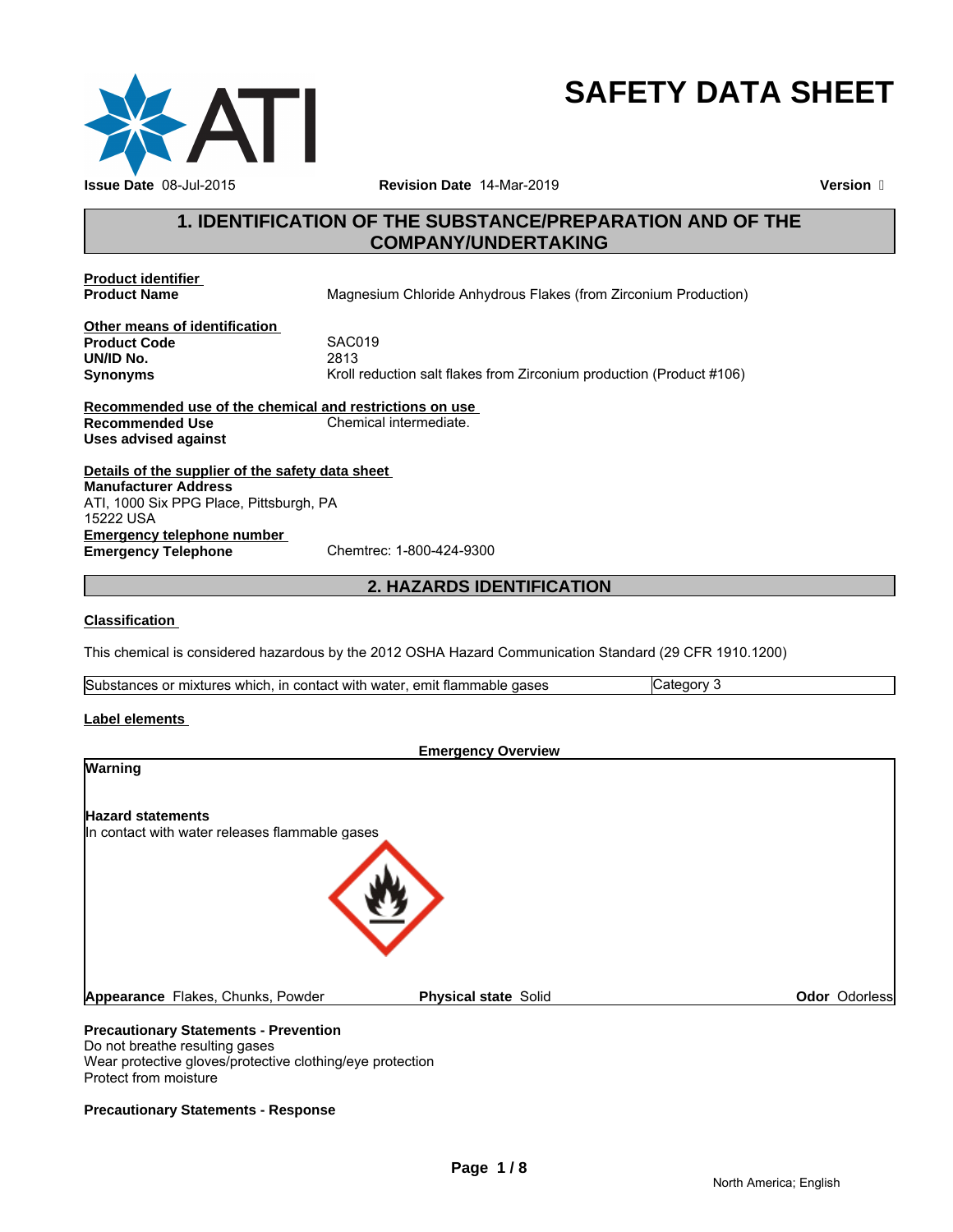# SAFETY DATA SHEET

**Issue Date** 08-Jul-2015 **Revision Date** 14-Mar-2019 **Version** 

## 1. IDENTIFICATION OF THE SUBSTANCE/PREPARATION AND OF THE COMPANY/UNDERTAKING

**Product identifier**

**Product Name** Magnesium Chloride Anhydrous Flakes (from Zirconium Production)

**Other means of identification**

**Product Code** SAC019

**UN/ID No.** 2813

**Synonyms** Kroll reduction salt flakes from Zirconium production (Product #106)

**Recommended use of the chemical and restrictions on use**

**Recommended Use** Chemical intermediate.

**Uses advised against**

**Details of the supplier of the safety data sheet**

**Manufacturer Address**
ATI, 1000 Six PPG Place, Pittsburgh, PA
15222 USA

**Emergency telephone number**

**Emergency Telephone** Chemtrec: 1-800-424-9300

## 2. HAZARDS IDENTIFICATION

**Classification**

This chemical is considered hazardous by the 2012 OSHA Hazard Communication Standard (29 CFR 1910.1200)

| Substances or mixtures which, in contact with water, emit flammable gases | Category 3 |
|---|---|

**Label elements**

**Emergency Overview**

**Warning**

**Hazard statements**
In contact with water releases flammable gases

**Appearance** Flakes, Chunks, Powder **Physical state** Solid **Odor** Odorless

**Precautionary Statements - Prevention**
Do not breathe resulting gases
Wear protective gloves/protective clothing/eye protection
Protect from moisture

**Precautionary Statements - Response**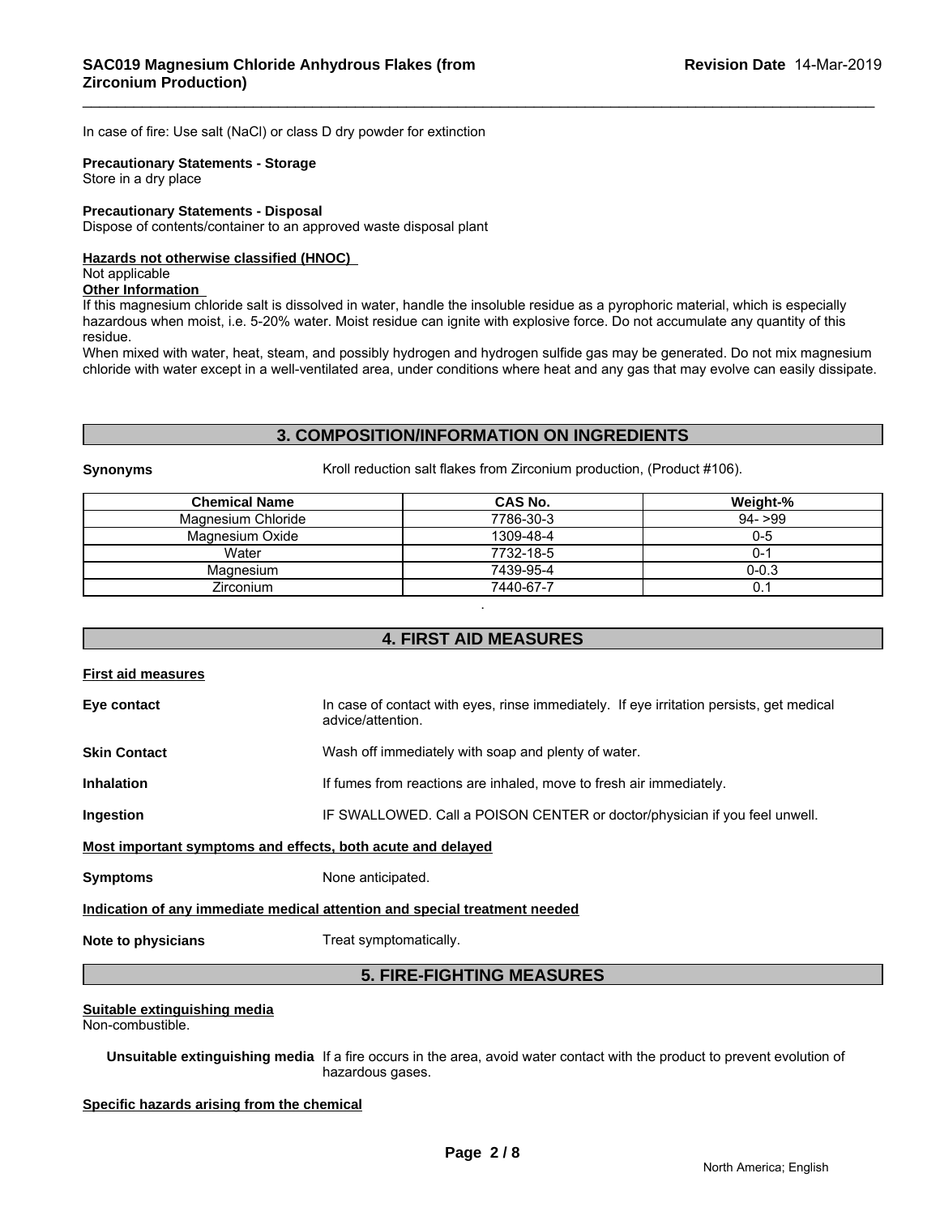In case of fire: Use salt (NaCl) or class D dry powder for extinction

**Precautionary Statements - Storage**
Store in a dry place

**Precautionary Statements - Disposal**
Dispose of contents/container to an approved waste disposal plant

**Hazards not otherwise classified (HNOC)**
Not applicable
**Other Information**
If this magnesium chloride salt is dissolved in water, handle the insoluble residue as a pyrophoric material, which is especially hazardous when moist, i.e. 5-20% water. Moist residue can ignite with explosive force. Do not accumulate any quantity of this residue.
When mixed with water, heat, steam, and possibly hydrogen and hydrogen sulfide gas may be generated. Do not mix magnesium chloride with water except in a well-ventilated area, under conditions where heat and any gas that may evolve can easily dissipate.

## 3. COMPOSITION/INFORMATION ON INGREDIENTS

**Synonyms** Kroll reduction salt flakes from Zirconium production, (Product #106).

| Chemical Name | CAS No. | Weight-% |
|---|---|---|
| Magnesium Chloride | 7786-30-3 | 94- >99 |
| Magnesium Oxide | 1309-48-4 | 0-5 |
| Water | 7732-18-5 | 0-1 |
| Magnesium | 7439-95-4 | 0-0.3 |
| Zirconium | 7440-67-7 | 0.1 |

.

## 4. FIRST AID MEASURES

**First aid measures**

**Eye contact** In case of contact with eyes, rinse immediately. If eye irritation persists, get medical advice/attention.

**Skin Contact** Wash off immediately with soap and plenty of water.

**Inhalation** If fumes from reactions are inhaled, move to fresh air immediately.

**Ingestion** IF SWALLOWED. Call a POISON CENTER or doctor/physician if you feel unwell.

**Most important symptoms and effects, both acute and delayed**

**Symptoms** None anticipated.

**Indication of any immediate medical attention and special treatment needed**

**Note to physicians** Treat symptomatically.

## 5. FIRE-FIGHTING MEASURES

**Suitable extinguishing media**
Non-combustible.

**Unsuitable extinguishing media** If a fire occurs in the area, avoid water contact with the product to prevent evolution of hazardous gases.

**Specific hazards arising from the chemical**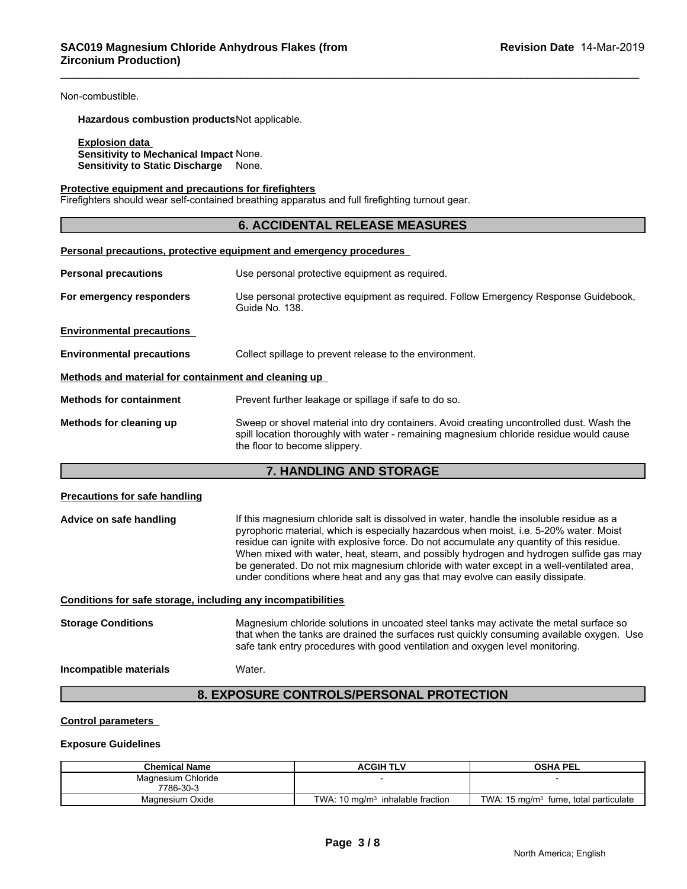Non-combustible.

**Hazardous combustion products** Not applicable.

**Explosion data**
**Sensitivity to Mechanical Impact** None.
**Sensitivity to Static Discharge** None.

**Protective equipment and precautions for firefighters**
Firefighters should wear self-contained breathing apparatus and full firefighting turnout gear.

## 6. ACCIDENTAL RELEASE MEASURES

**Personal precautions, protective equipment and emergency procedures**

**Personal precautions** Use personal protective equipment as required.

**For emergency responders** Use personal protective equipment as required. Follow Emergency Response Guidebook, Guide No. 138.

**Environmental precautions**

**Environmental precautions** Collect spillage to prevent release to the environment.

**Methods and material for containment and cleaning up**

**Methods for containment** Prevent further leakage or spillage if safe to do so.

**Methods for cleaning up** Sweep or shovel material into dry containers. Avoid creating uncontrolled dust. Wash the spill location thoroughly with water - remaining magnesium chloride residue would cause the floor to become slippery.

## 7. HANDLING AND STORAGE

**Precautions for safe handling**

**Advice on safe handling** If this magnesium chloride salt is dissolved in water, handle the insoluble residue as a pyrophoric material, which is especially hazardous when moist, i.e. 5-20% water. Moist residue can ignite with explosive force. Do not accumulate any quantity of this residue. When mixed with water, heat, steam, and possibly hydrogen and hydrogen sulfide gas may be generated. Do not mix magnesium chloride with water except in a well-ventilated area, under conditions where heat and any gas that may evolve can easily dissipate.

**Conditions for safe storage, including any incompatibilities**

**Storage Conditions** Magnesium chloride solutions in uncoated steel tanks may activate the metal surface so that when the tanks are drained the surfaces rust quickly consuming available oxygen. Use safe tank entry procedures with good ventilation and oxygen level monitoring.

**Incompatible materials** Water.

## 8. EXPOSURE CONTROLS/PERSONAL PROTECTION

**Control parameters**

**Exposure Guidelines**

| Chemical Name | ACGIH TLV | OSHA PEL |
|---|---|---|
| Magnesium Chloride 7786-30-3 | - | - |
| Magnesium Oxide | TWA: 10 mg/m³ inhalable fraction | TWA: 15 mg/m³ fume, total particulate |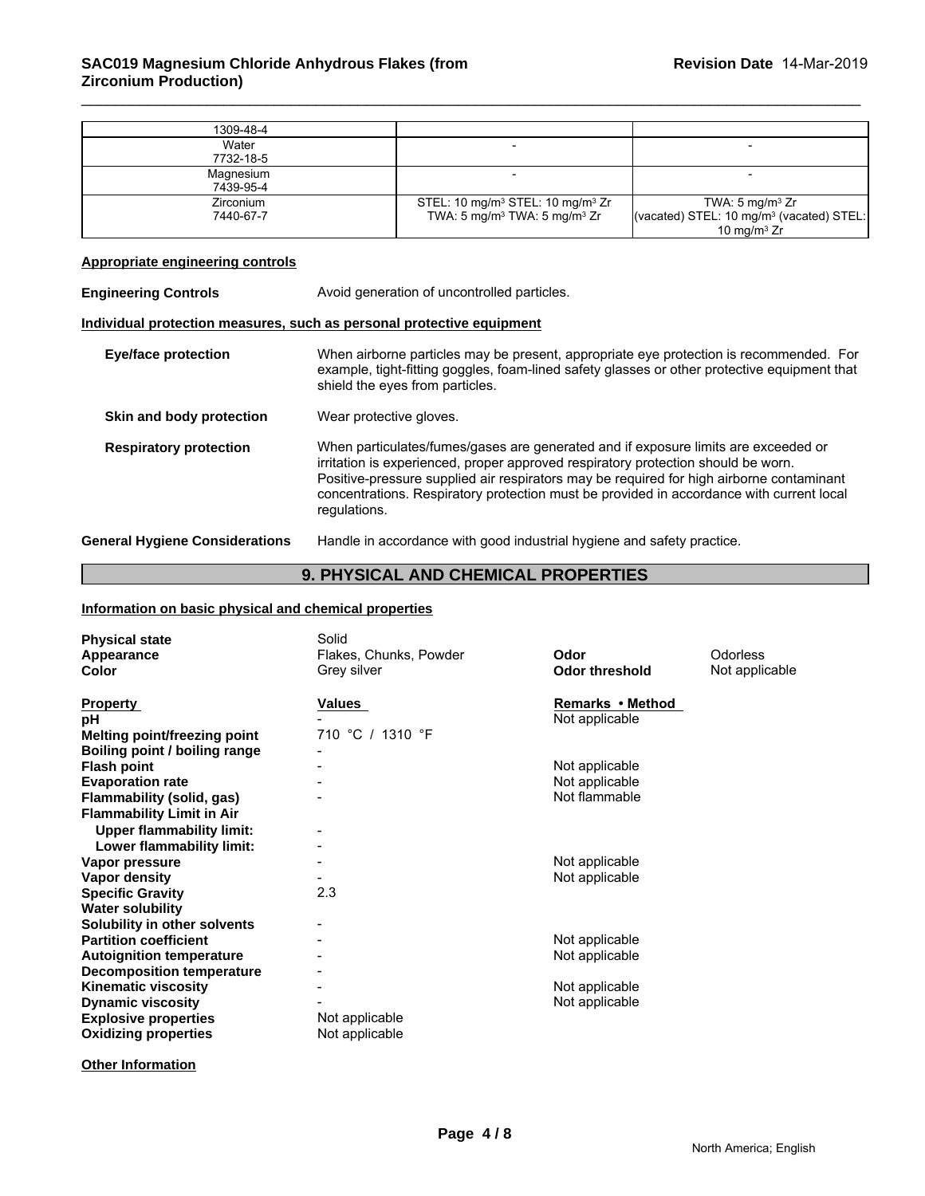| | | |
|---|---|---|
| 1309-48-4 | | |
| Water<br>7732-18-5 | - | - |
| Magnesium<br>7439-95-4 | - | - |
| Zirconium<br>7440-67-7 | STEL: 10 mg/m³ STEL: 10 mg/m³ Zr<br>TWA: 5 mg/m³ TWA: 5 mg/m³ Zr | TWA: 5 mg/m³ Zr<br>(vacated) STEL: 10 mg/m³ (vacated) STEL:<br>10 mg/m³ Zr |

**Appropriate engineering controls**

**Engineering Controls** Avoid generation of uncontrolled particles.

**Individual protection measures, such as personal protective equipment**

**Eye/face protection** When airborne particles may be present, appropriate eye protection is recommended. For example, tight-fitting goggles, foam-lined safety glasses or other protective equipment that shield the eyes from particles.

**Skin and body protection** Wear protective gloves.

**Respiratory protection** When particulates/fumes/gases are generated and if exposure limits are exceeded or irritation is experienced, proper approved respiratory protection should be worn. Positive-pressure supplied air respirators may be required for high airborne contaminant concentrations. Respiratory protection must be provided in accordance with current local regulations.

**General Hygiene Considerations** Handle in accordance with good industrial hygiene and safety practice.

## 9. PHYSICAL AND CHEMICAL PROPERTIES

**Information on basic physical and chemical properties**

| | | | |
|---|---|---|---|
| **Physical state** | Solid | | |
| **Appearance** | Flakes, Chunks, Powder | **Odor** | Odorless |
| **Color** | Grey silver | **Odor threshold** | Not applicable |

| **Property** | **Values** | **Remarks • Method** |
|---|---|---|
| **pH** | - | Not applicable |
| **Melting point/freezing point** | 710 °C / 1310 °F | |
| **Boiling point / boiling range** | - | |
| **Flash point** | - | Not applicable |
| **Evaporation rate** | - | Not applicable |
| **Flammability (solid, gas)** | - | Not flammable |
| **Flammability Limit in Air** | | |
| **Upper flammability limit:** | - | |
| **Lower flammability limit:** | - | |
| **Vapor pressure** | - | Not applicable |
| **Vapor density** | - | Not applicable |
| **Specific Gravity** | 2.3 | |
| **Water solubility** | | |
| **Solubility in other solvents** | - | |
| **Partition coefficient** | - | Not applicable |
| **Autoignition temperature** | - | Not applicable |
| **Decomposition temperature** | - | |
| **Kinematic viscosity** | - | Not applicable |
| **Dynamic viscosity** | - | Not applicable |
| **Explosive properties** | Not applicable | |
| **Oxidizing properties** | Not applicable | |

**Other Information**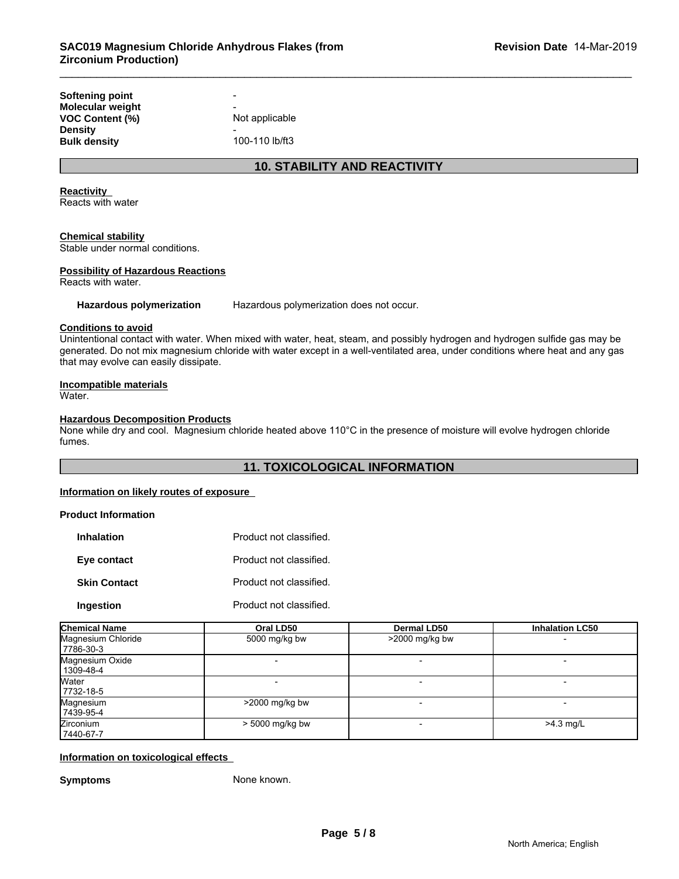| | |
|---|---|
| **Softening point** | - |
| **Molecular weight** | - |
| **VOC Content (%)** | Not applicable |
| **Density** | - |
| **Bulk density** | 100-110 lb/ft3 |

## 10. STABILITY AND REACTIVITY

**Reactivity**
Reacts with water

**Chemical stability**
Stable under normal conditions.

**Possibility of Hazardous Reactions**
Reacts with water.

**Hazardous polymerization** Hazardous polymerization does not occur.

**Conditions to avoid**
Unintentional contact with water. When mixed with water, heat, steam, and possibly hydrogen and hydrogen sulfide gas may be generated. Do not mix magnesium chloride with water except in a well-ventilated area, under conditions where heat and any gas that may evolve can easily dissipate.

**Incompatible materials**
Water.

**Hazardous Decomposition Products**
None while dry and cool. Magnesium chloride heated above 110°C in the presence of moisture will evolve hydrogen chloride fumes.

## 11. TOXICOLOGICAL INFORMATION

**Information on likely routes of exposure**

**Product Information**

| | |
|---|---|
| **Inhalation** | Product not classified. |
| **Eye contact** | Product not classified. |
| **Skin Contact** | Product not classified. |
| **Ingestion** | Product not classified. |

| Chemical Name | Oral LD50 | Dermal LD50 | Inhalation LC50 |
|---|---|---|---|
| Magnesium Chloride 7786-30-3 | 5000 mg/kg bw | >2000 mg/kg bw | - |
| Magnesium Oxide 1309-48-4 | - | - | - |
| Water 7732-18-5 | - | - | - |
| Magnesium 7439-95-4 | >2000 mg/kg bw | - | - |
| Zirconium 7440-67-7 | > 5000 mg/kg bw | - | >4.3 mg/L |

**Information on toxicological effects**

**Symptoms** None known.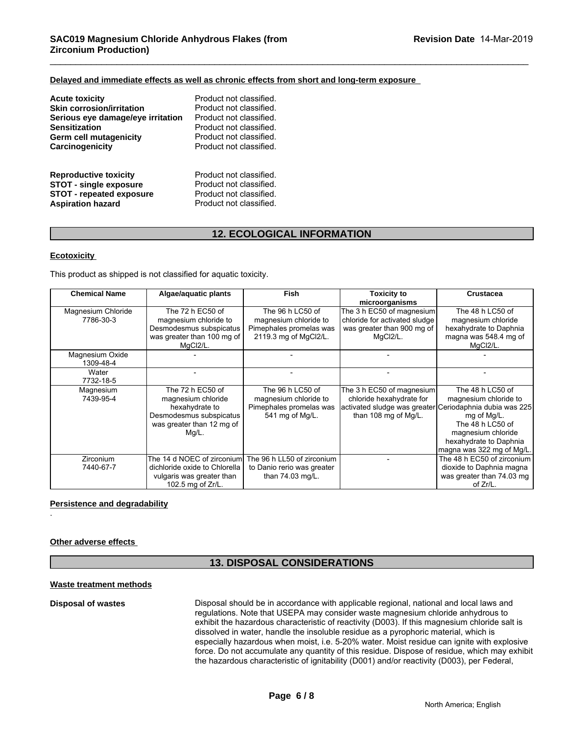**Delayed and immediate effects as well as chronic effects from short and long-term exposure**

| | |
|---|---|
| **Acute toxicity** | Product not classified. |
| **Skin corrosion/irritation** | Product not classified. |
| **Serious eye damage/eye irritation** | Product not classified. |
| **Sensitization** | Product not classified. |
| **Germ cell mutagenicity** | Product not classified. |
| **Carcinogenicity** | Product not classified. |
| **Reproductive toxicity** | Product not classified. |
| **STOT - single exposure** | Product not classified. |
| **STOT - repeated exposure** | Product not classified. |
| **Aspiration hazard** | Product not classified. |

## 12. ECOLOGICAL INFORMATION

**Ecotoxicity**

This product as shipped is not classified for aquatic toxicity.

| Chemical Name | Algae/aquatic plants | Fish | Toxicity to microorganisms | Crustacea |
|---|---|---|---|---|
| Magnesium Chloride 7786-30-3 | The 72 h EC50 of magnesium chloride to Desmodesmus subspicatus was greater than 100 mg of $MgCl_2$/L. | The 96 h LC50 of magnesium chloride to Pimephales promelas was 2119.3 mg of $MgCl_2$/L. | The 3 h EC50 of magnesium chloride for activated sludge was greater than 900 mg of $MgCl_2$/L. | The 48 h LC50 of magnesium chloride hexahydrate to Daphnia magna was 548.4 mg of $MgCl_2$/L. |
| Magnesium Oxide 1309-48-4 | - | - | - | - |
| Water 7732-18-5 | - | - | - | - |
| Magnesium 7439-95-4 | The 72 h EC50 of magnesium chloride hexahydrate to Desmodesmus subspicatus was greater than 12 mg of Mg/L. | The 96 h LC50 of magnesium chloride to Pimephales promelas was 541 mg of Mg/L. | The 3 h EC50 of magnesium chloride hexahydrate for activated sludge was greater than 108 mg of Mg/L. | The 48 h LC50 of magnesium chloride to Ceriodaphnia dubia was 225 mg of Mg/L. The 48 h LC50 of magnesium chloride hexahydrate to Daphnia magna was 322 mg of Mg/L. |
| Zirconium 7440-67-7 | The 14 d NOEC of zirconium dichloride oxide to Chlorella vulgaris was greater than 102.5 mg of Zr/L. | The 96 h LL50 of zirconium to Danio rerio was greater than 74.03 mg/L. | - | The 48 h EC50 of zirconium dioxide to Daphnia magna was greater than 74.03 mg of Zr/L. |

**Persistence and degradability**

.

**Other adverse effects**

## 13. DISPOSAL CONSIDERATIONS

**Waste treatment methods**

**Disposal of wastes**

Disposal should be in accordance with applicable regional, national and local laws and regulations. Note that USEPA may consider waste magnesium chloride anhydrous to exhibit the hazardous characteristic of reactivity (D003). If this magnesium chloride salt is dissolved in water, handle the insoluble residue as a pyrophoric material, which is especially hazardous when moist, i.e. 5-20% water. Moist residue can ignite with explosive force. Do not accumulate any quantity of this residue. Dispose of residue, which may exhibit the hazardous characteristic of ignitability (D001) and/or reactivity (D003), per Federal,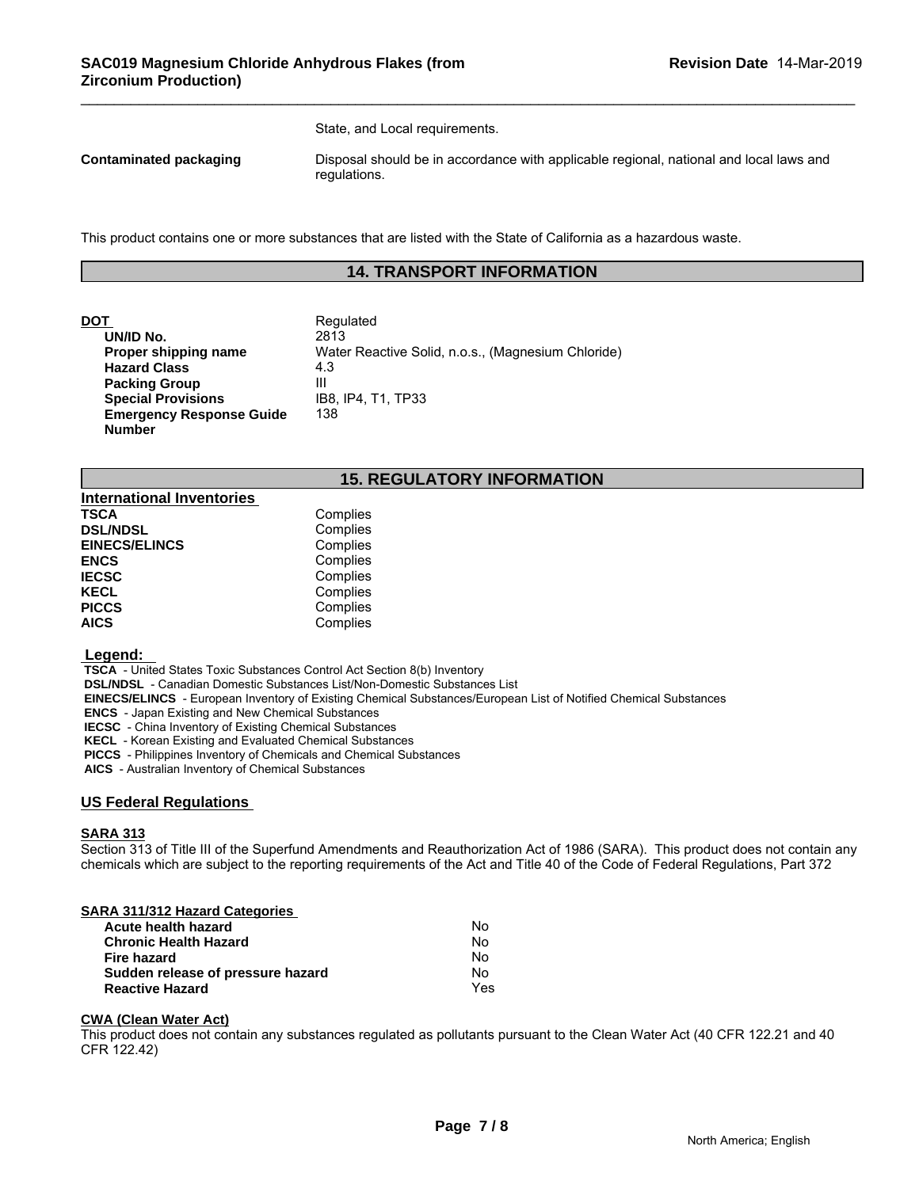State, and Local requirements.

**Contaminated packaging** Disposal should be in accordance with applicable regional, national and local laws and regulations.

This product contains one or more substances that are listed with the State of California as a hazardous waste.

## 14. TRANSPORT INFORMATION

**DOT** Regulated

| | |
|---|---|
| **UN/ID No.** | 2813 |
| **Proper shipping name** | Water Reactive Solid, n.o.s., (Magnesium Chloride) |
| **Hazard Class** | 4.3 |
| **Packing Group** | III |
| **Special Provisions** | IB8, IP4, T1, TP33 |
| **Emergency Response Guide Number** | 138 |

## 15. REGULATORY INFORMATION

**International Inventories**

| | |
|---|---|
| **TSCA** | Complies |
| **DSL/NDSL** | Complies |
| **EINECS/ELINCS** | Complies |
| **ENCS** | Complies |
| **IECSC** | Complies |
| **KECL** | Complies |
| **PICCS** | Complies |
| **AICS** | Complies |

**Legend:**

**TSCA** - United States Toxic Substances Control Act Section 8(b) Inventory
**DSL/NDSL** - Canadian Domestic Substances List/Non-Domestic Substances List
**EINECS/ELINCS** - European Inventory of Existing Chemical Substances/European List of Notified Chemical Substances
**ENCS** - Japan Existing and New Chemical Substances
**IECSC** - China Inventory of Existing Chemical Substances
**KECL** - Korean Existing and Evaluated Chemical Substances
**PICCS** - Philippines Inventory of Chemicals and Chemical Substances
**AICS** - Australian Inventory of Chemical Substances

### US Federal Regulations

**SARA 313**

Section 313 of Title III of the Superfund Amendments and Reauthorization Act of 1986 (SARA). This product does not contain any chemicals which are subject to the reporting requirements of the Act and Title 40 of the Code of Federal Regulations, Part 372

**SARA 311/312 Hazard Categories**

| | |
|---|---|
| **Acute health hazard** | No |
| **Chronic Health Hazard** | No |
| **Fire hazard** | No |
| **Sudden release of pressure hazard** | No |
| **Reactive Hazard** | Yes |

**CWA (Clean Water Act)**

This product does not contain any substances regulated as pollutants pursuant to the Clean Water Act (40 CFR 122.21 and 40 CFR 122.42)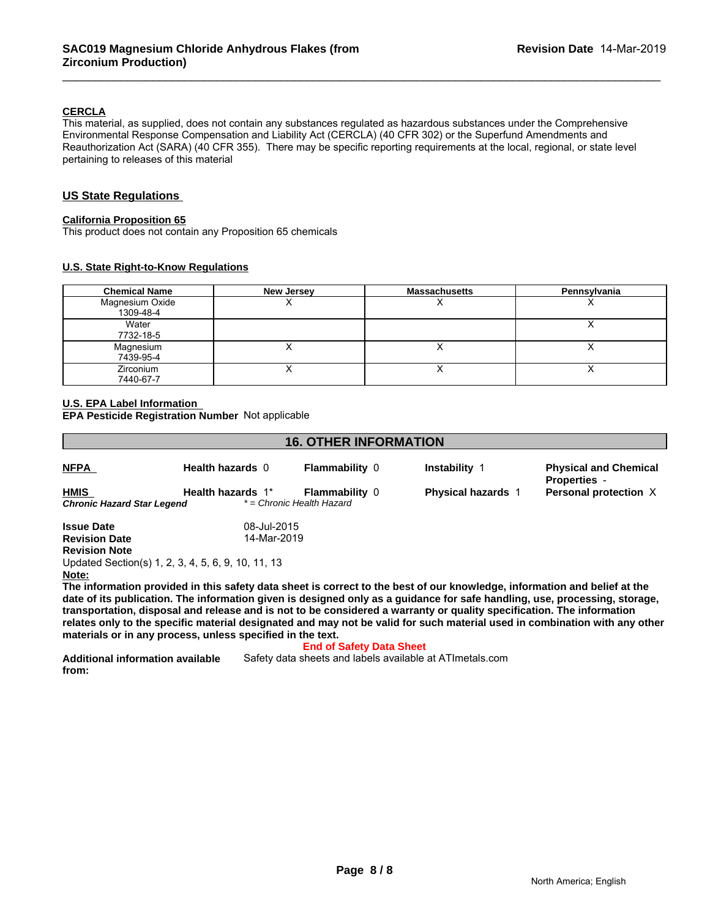### CERCLA

This material, as supplied, does not contain any substances regulated as hazardous substances under the Comprehensive Environmental Response Compensation and Liability Act (CERCLA) (40 CFR 302) or the Superfund Amendments and Reauthorization Act (SARA) (40 CFR 355). There may be specific reporting requirements at the local, regional, or state level pertaining to releases of this material

### US State Regulations

#### California Proposition 65

This product does not contain any Proposition 65 chemicals

#### U.S. State Right-to-Know Regulations

| Chemical Name | New Jersey | Massachusetts | Pennsylvania |
|---|---|---|---|
| Magnesium Oxide 1309-48-4 | X | X | X |
| Water 7732-18-5 | | | X |
| Magnesium 7439-95-4 | X | X | X |
| Zirconium 7440-67-7 | X | X | X |

#### U.S. EPA Label Information

**EPA Pesticide Registration Number** Not applicable

## 16. OTHER INFORMATION

| | | | | |
|---|---|---|---|---|
| **NFPA** | **Health hazards** 0 | **Flammability** 0 | **Instability** 1 | **Physical and Chemical Properties** - |
| **HMIS** | **Health hazards** 1* | **Flammability** 0 | **Physical hazards** 1 | **Personal protection** X |

***Chronic Hazard Star Legend*** *\* = Chronic Health Hazard*

**Issue Date** 08-Jul-2015
**Revision Date** 14-Mar-2019
**Revision Note**
Updated Section(s) 1, 2, 3, 4, 5, 6, 9, 10, 11, 13

**Note:**

**The information provided in this safety data sheet is correct to the best of our knowledge, information and belief at the date of its publication. The information given is designed only as a guidance for safe handling, use, processing, storage, transportation, disposal and release and is not to be considered a warranty or quality specification. The information relates only to the specific material designated and may not be valid for such material used in combination with any other materials or in any process, unless specified in the text.**

**End of Safety Data Sheet**

**Additional information available from:** Safety data sheets and labels available at ATImetals.com